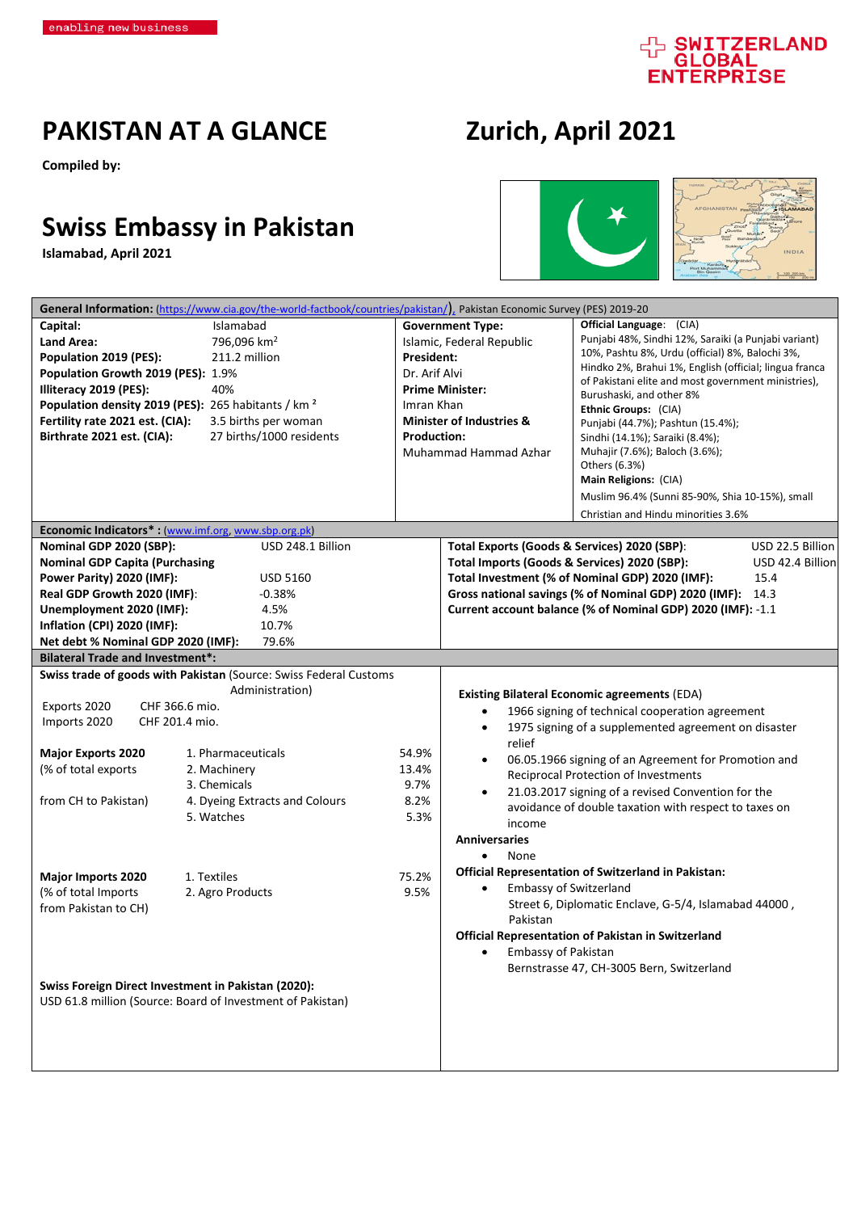enabling new business

SWITZERLAND GLOBAL ENTERPRISE

# PAKISTAN AT A GLANCE

# Zurich, April 2021

**Compiled by:**

# Swiss Embassy in Pakistan

**Islamabad, April 2021**

**General Information:** (https://www.cia.gov/the-world-factbook/countries/pakistan/), Pakistan Economic Survey (PES) 2019-20

**Capital:** Islamabad
**Land Area:** 796,096 km²
**Population 2019 (PES):** 211.2 million
**Population Growth 2019 (PES):** 1.9%
**Illiteracy 2019 (PES):** 40%
**Population density 2019 (PES):** 265 habitants / km ²
**Fertility rate 2021 est. (CIA):** 3.5 births per woman
**Birthrate 2021 est. (CIA):** 27 births/1000 residents

**Government Type:**
Islamic, Federal Republic
**President:**
Dr. Arif Alvi
**Prime Minister:**
Imran Khan
**Minister of Industries & Production:**
Muhammad Hammad Azhar

**Official Language**: (CIA)
Punjabi 48%, Sindhi 12%, Saraiki (a Punjabi variant) 10%, Pashtu 8%, Urdu (official) 8%, Balochi 3%, Hindko 2%, Brahui 1%, English (official; lingua franca of Pakistani elite and most government ministries), Burushaski, and other 8%
**Ethnic Groups:** (CIA)
Punjabi (44.7%); Pashtun (15.4%); Sindhi (14.1%); Saraiki (8.4%); Muhajir (7.6%); Baloch (3.6%); Others (6.3%)
**Main Religions:** (CIA)
Muslim 96.4% (Sunni 85-90%, Shia 10-15%), small Christian and Hindu minorities 3.6%

**Economic Indicators\* :** (www.imf.org, www.sbp.org.pk)

| | |
|---|---|
| **Nominal GDP 2020 (SBP):** | USD 248.1 Billion |
| **Nominal GDP Capita (Purchasing Power Parity) 2020 (IMF):** | USD 5160 |
| **Real GDP Growth 2020 (IMF):** | -0.38% |
| **Unemployment 2020 (IMF):** | 4.5% |
| **Inflation (CPI) 2020 (IMF):** | 10.7% |
| **Net debt % Nominal GDP 2020 (IMF):** | 79.6% |
| **Total Exports (Goods & Services) 2020 (SBP):** | USD 22.5 Billion |
| **Total Imports (Goods & Services) 2020 (SBP):** | USD 42.4 Billion |
| **Total Investment (% of Nominal GDP) 2020 (IMF):** | 15.4 |
| **Gross national savings (% of Nominal GDP) 2020 (IMF):** | 14.3 |
| **Current account balance (% of Nominal GDP) 2020 (IMF):** | -1.1 |

**Bilateral Trade and Investment\*:**

**Swiss trade of goods with Pakistan** (Source: Swiss Federal Customs Administration)

Exports 2020 CHF 366.6 mio.
Imports 2020 CHF 201.4 mio.

**Major Exports 2020** (% of total exports from CH to Pakistan)

| | | |
|---|---|---|
| 1. | Pharmaceuticals | 54.9% |
| 2. | Machinery | 13.4% |
| 3. | Chemicals | 9.7% |
| 4. | Dyeing Extracts and Colours | 8.2% |
| 5. | Watches | 5.3% |

**Major Imports 2020** (% of total Imports from Pakistan to CH)

| | | |
|---|---|---|
| 1. | Textiles | 75.2% |
| 2. | Agro Products | 9.5% |

**Swiss Foreign Direct Investment in Pakistan (2020):**
USD 61.8 million (Source: Board of Investment of Pakistan)

**Existing Bilateral Economic agreements** (EDA)

- 1966 signing of technical cooperation agreement
- 1975 signing of a supplemented agreement on disaster relief
- 06.05.1966 signing of an Agreement for Promotion and Reciprocal Protection of Investments
- 21.03.2017 signing of a revised Convention for the avoidance of double taxation with respect to taxes on income

**Anniversaries**

- None

**Official Representation of Switzerland in Pakistan:**

- Embassy of Switzerland
  Street 6, Diplomatic Enclave, G-5/4, Islamabad 44000 , Pakistan

**Official Representation of Pakistan in Switzerland**

- Embassy of Pakistan
  Bernstrasse 47, CH-3005 Bern, Switzerland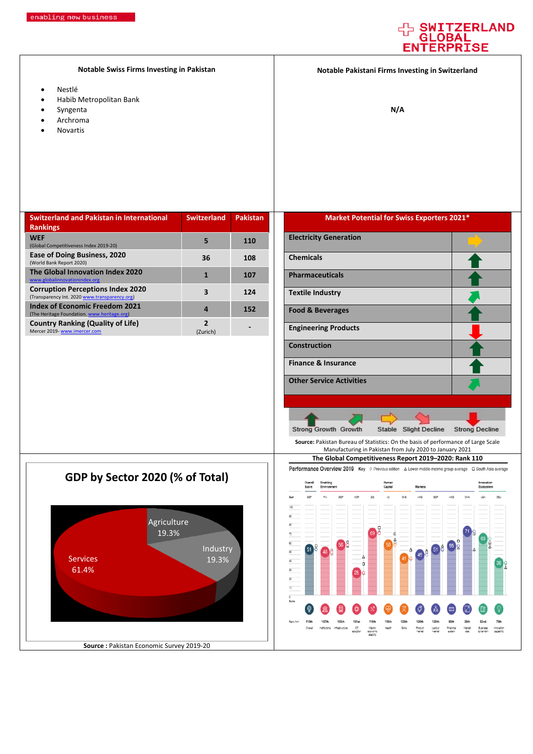### Notable Swiss Firms Investing in Pakistan

- Nestlé
- Habib Metropolitan Bank
- Syngenta
- Archroma
- Novartis

### Notable Pakistani Firms Investing in Switzerland

N/A

| Switzerland and Pakistan in International Rankings | Switzerland | Pakistan |
|---|---|---|
| **WEF** (Global Competitiveness Index 2019-20) | 5 | 110 |
| **Ease of Doing Business, 2020** (World Bank Report 2020) | 36 | 108 |
| **The Global Innovation Index 2020** www.globalinnovationindex.org | 1 | 107 |
| **Corruption Perceptions Index 2020** (Transparency Int. 2020 www.transparency.org) | 3 | 124 |
| **Index of Economic Freedom 2021** (The Heritage Foundation. www.heritage.org) | 4 | 152 |
| **Country Ranking (Quality of Life)** Mercer 2019- www.imercer.com | 2 (Zurich) | - |

| Market Potential for Swiss Exporters 2021* | |
|---|---|
| Electricity Generation | Stable |
| Chemicals | Strong Growth |
| Pharmaceuticals | Strong Growth |
| Textile Industry | Growth |
| Food & Beverages | Strong Growth |
| Engineering Products | Strong Decline |
| Construction | Strong Growth |
| Finance & Insurance | Strong Growth |
| Other Service Activities | Growth |

Key: Strong Growth, Growth, Stable, Slight Decline, Strong Decline

**Source:** Pakistan Bureau of Statistics: On the basis of performance of Large Scale Manufacturing in Pakistan from July 2020 to January 2021

## GDP by Sector 2020 (% of Total)

| Sector | % of Total |
|---|---|
| Agriculture | 19.3% |
| Industry | 19.3% |
| Services | 61.4% |

**Source :** Pakistan Economic Survey 2019-20

### The Global Competitiveness Report 2019–2020: Rank 110

Performance Overview 2019

| Pillar | Score | Rank/141 |
|---|---|---|
| Overall | 51 | 110th |
| Institutions | 48 | 107th |
| Infrastructure | 56 | 105th |
| ICT adoption | 25 | 131st |
| Macro-economic stability | 69 | 116th |
| Health | 56 | 115th |
| Skills | 41 | 125th |
| Product market | 45 | 126th |
| Labour market | 51 | 120th |
| Financial system | 55 | 99th |
| Market size | 71 | 29th |
| Business dynamism | 63 | 52nd |
| Innovation capability | 36 | 79th |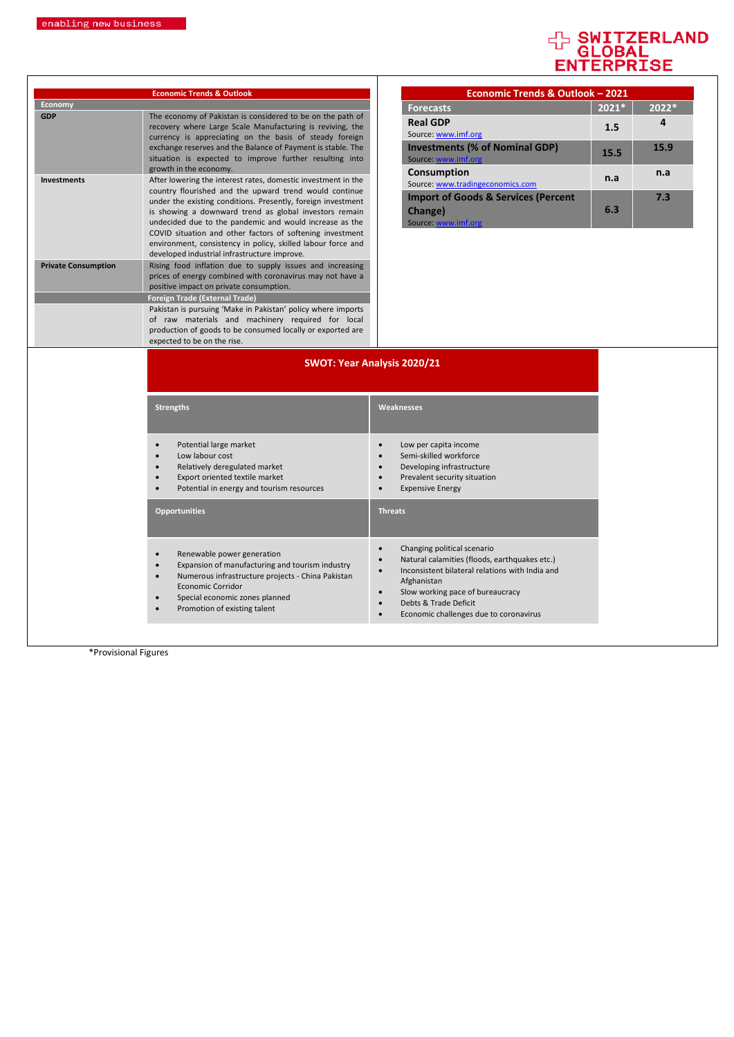enabling new business

SWITZERLAND GLOBAL ENTERPRISE

| Economic Trends & Outlook | |
|---|---|
| **Economy** | |
| **GDP** | The economy of Pakistan is considered to be on the path of recovery where Large Scale Manufacturing is reviving, the currency is appreciating on the basis of steady foreign exchange reserves and the Balance of Payment is stable. The situation is expected to improve further resulting into growth in the economy. |
| **Investments** | After lowering the interest rates, domestic investment in the country flourished and the upward trend would continue under the existing conditions. Presently, foreign investment is showing a downward trend as global investors remain undecided due to the pandemic and would increase as the COVID situation and other factors of softening investment environment, consistency in policy, skilled labour force and developed industrial infrastructure improve. |
| **Private Consumption** | Rising food inflation due to supply issues and increasing prices of energy combined with coronavirus may not have a positive impact on private consumption. |
| **Foreign Trade (External Trade)** | |
| | Pakistan is pursuing 'Make in Pakistan' policy where imports of raw materials and machinery required for local production of goods to be consumed locally or exported are expected to be on the rise. |

| Economic Trends & Outlook – 2021 | | |
|---|---|---|
| **Forecasts** | **2021*** | **2022*** |
| **Real GDP** Source: www.imf.org | 1.5 | 4 |
| **Investments (% of Nominal GDP)** Source: www.imf.org | 15.5 | 15.9 |
| **Consumption** Source: www.tradingeconomics.com | n.a | n.a |
| **Import of Goods & Services (Percent Change)** Source: www.imf.org | 6.3 | 7.3 |

## SWOT: Year Analysis 2020/21

| Strengths | Weaknesses |
|---|---|
| • Potential large market<br>• Low labour cost<br>• Relatively deregulated market<br>• Export oriented textile market<br>• Potential in energy and tourism resources | • Low per capita income<br>• Semi-skilled workforce<br>• Developing infrastructure<br>• Prevalent security situation<br>• Expensive Energy |
| **Opportunities** | **Threats** |
| • Renewable power generation<br>• Expansion of manufacturing and tourism industry<br>• Numerous infrastructure projects - China Pakistan Economic Corridor<br>• Special economic zones planned<br>• Promotion of existing talent | • Changing political scenario<br>• Natural calamities (floods, earthquakes etc.)<br>• Inconsistent bilateral relations with India and Afghanistan<br>• Slow working pace of bureaucracy<br>• Debts & Trade Deficit<br>• Economic challenges due to coronavirus |

*Provisional Figures